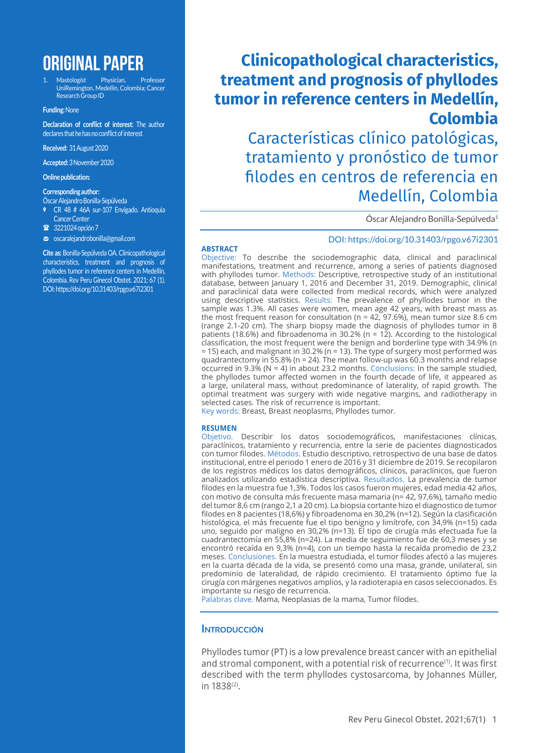# ORIGINAL PAPER

1. Mastologist Physician, Professor UniRemington, Medellin, Colombia; Cancer Research Group ID

**Funding:** None

**Declaration of conflict of interest:** The author declares that he has no conflict of interest

**Received:** 31 August 2020

**Accepted:** 3 November 2020

**Online publication:**

**Corresponding author:**
Óscar Alejandro Bonilla-Sepúlveda

- CR 48 # 46A sur-107 Envigado. Antioquia Cancer Center
- 3221024 opción 7
- oscaralejandrobonilla@gmail.com

**Cite as:** Bonilla-Sepúlveda OA. Clinicopathological characteristics, treatment and prognosis of phyllodes tumor in reference centers in Medellín, Colombia. Rev Peru Ginecol Obstet. 2021; 67 (1). DOI: https://doi.org/10.31403/rpgo.v67i2301

# Clinicopathological characteristics, treatment and prognosis of phyllodes tumor in reference centers in Medellín, Colombia

## Características clínico patológicas, tratamiento y pronóstico de tumor filodes en centros de referencia en Medellín, Colombia

Óscar Alejandro Bonilla-Sepúlveda[1]

DOI: https://doi.org/10.31403/rpgo.v67i2301

### ABSTRACT

Objective: To describe the sociodemographic data, clinical and paraclinical manifestations, treatment and recurrence, among a series of patients diagnosed with phyllodes tumor. Methods: Descriptive, retrospective study of an institutional database, between January 1, 2016 and December 31, 2019. Demographic, clinical and paraclinical data were collected from medical records, which were analyzed using descriptive statistics. Results: The prevalence of phyllodes tumor in the sample was 1.3%. All cases were women, mean age 42 years, with breast mass as the most frequent reason for consultation (n = 42, 97.6%), mean tumor size 8.6 cm (range 2.1-20 cm). The sharp biopsy made the diagnosis of phyllodes tumor in 8 patients (18.6%) and fibroadenoma in 30.2% (n = 12). According to the histological classification, the most frequent were the benign and borderline type with 34.9% (n = 15) each, and malignant in 30.2% (n = 13). The type of surgery most performed was quadrantectomy in 55.8% (n = 24). The mean follow-up was 60.3 months and relapse occurred in 9.3% (N = 4) in about 23.2 months. Conclusions: In the sample studied, the phyllodes tumor affected women in the fourth decade of life, it appeared as a large, unilateral mass, without predominance of laterality, of rapid growth. The optimal treatment was surgery with wide negative margins, and radiotherapy in selected cases. The risk of recurrence is important.

Key words: Breast, Breast neoplasms, Phyllodes tumor.

### RESUMEN

Objetivo. Describir los datos sociodemográficos, manifestaciones clínicas, paraclínicos, tratamiento y recurrencia, entre la serie de pacientes diagnosticados con tumor filodes. Métodos. Estudio descriptivo, retrospectivo de una base de datos institucional, entre el periodo 1 enero de 2016 y 31 diciembre de 2019. Se recopilaron de los registros médicos los datos demográficos, clínicos, paraclínicos, que fueron analizados utilizando estadística descriptiva. Resultados. La prevalencia de tumor filodes en la muestra fue 1,3%. Todos los casos fueron mujeres, edad media 42 años, con motivo de consulta más frecuente masa mamaria (n= 42, 97,6%), tamaño medio del tumor 8,6 cm (rango 2,1 a 20 cm). La biopsia cortante hizo el diagnostico de tumor filodes en 8 pacientes (18,6%) y fibroadenoma en 30,2% (n=12). Según la clasificación histológica, el más frecuente fue el tipo benigno y limítrofe, con 34,9% (n=15) cada uno, seguido por maligno en 30,2% (n=13). El tipo de cirugía más efectuada fue la cuadrantectomía en 55,8% (n=24). La media de seguimiento fue de 60,3 meses y se encontró recaída en 9,3% (n=4), con un tiempo hasta la recaída promedio de 23,2 meses. Conclusiones. En la muestra estudiada, el tumor filodes afectó a las mujeres en la cuarta década de la vida, se presentó como una masa, grande, unilateral, sin predominio de lateralidad, de rápido crecimiento. El tratamiento óptimo fue la cirugía con márgenes negativos amplios, y la radioterapia en casos seleccionados. Es importante su riesgo de recurrencia.

Palabras clave. Mama, Neoplasias de la mama, Tumor filodes.

### Introducción

Phyllodes tumor (PT) is a low prevalence breast cancer with an epithelial and stromal component, with a potential risk of recurrence[1]. It was first described with the term phyllodes cystosarcoma, by Johannes Müller, in 1838[2].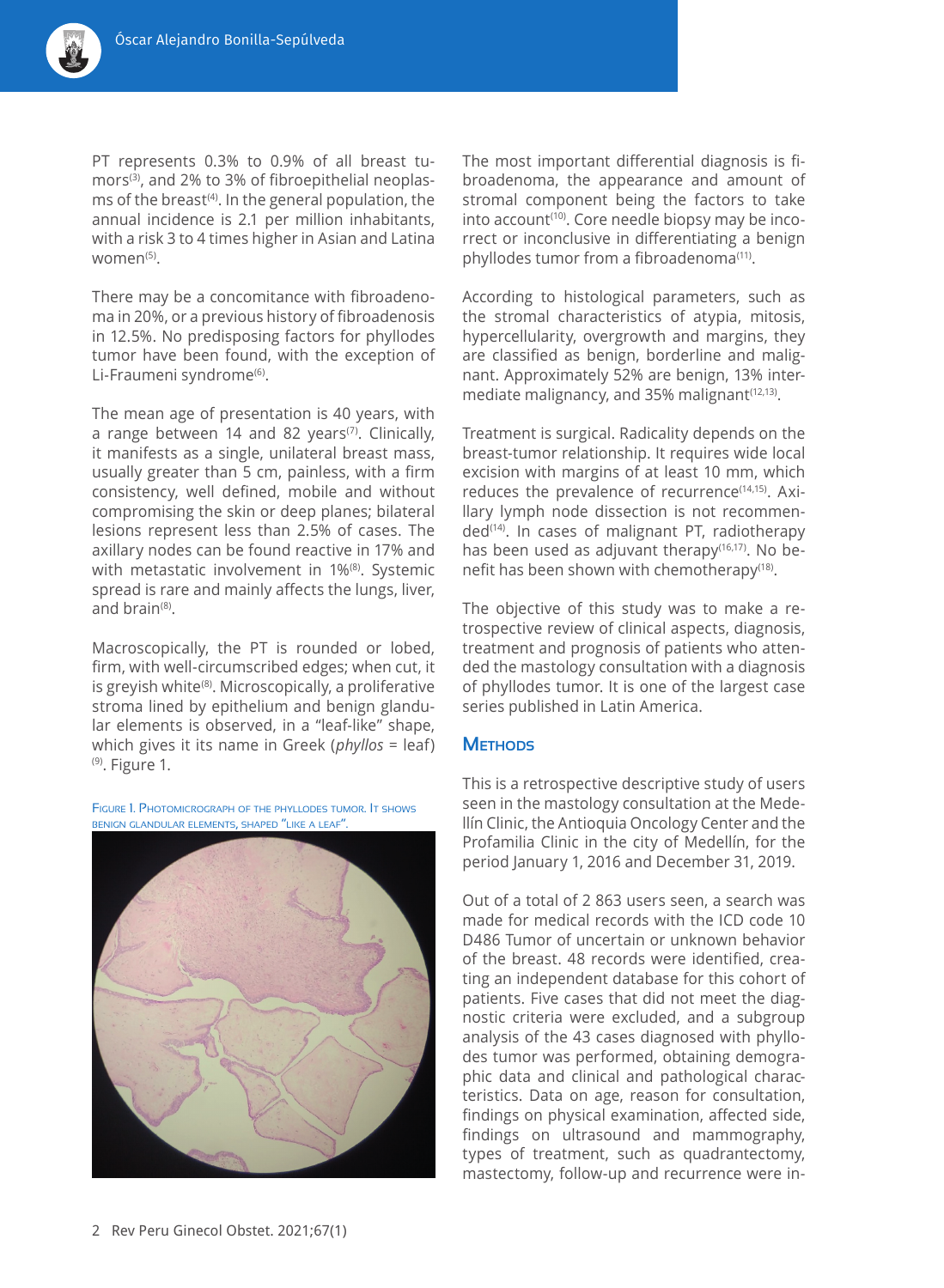PT represents 0.3% to 0.9% of all breast tumors[3], and 2% to 3% of fibroepithelial neoplasms of the breast[4]. In the general population, the annual incidence is 2.1 per million inhabitants, with a risk 3 to 4 times higher in Asian and Latina women[5].

There may be a concomitance with fibroadenoma in 20%, or a previous history of fibroadenosis in 12.5%. No predisposing factors for phyllodes tumor have been found, with the exception of Li-Fraumeni syndrome[6].

The mean age of presentation is 40 years, with a range between 14 and 82 years[7]. Clinically, it manifests as a single, unilateral breast mass, usually greater than 5 cm, painless, with a firm consistency, well defined, mobile and without compromising the skin or deep planes; bilateral lesions represent less than 2.5% of cases. The axillary nodes can be found reactive in 17% and with metastatic involvement in 1%[8]. Systemic spread is rare and mainly affects the lungs, liver, and brain[8].

Macroscopically, the PT is rounded or lobed, firm, with well-circumscribed edges; when cut, it is greyish white[8]. Microscopically, a proliferative stroma lined by epithelium and benign glandular elements is observed, in a "leaf-like" shape, which gives it its name in Greek (*phyllos* = leaf)[9]. Figure 1.

Figure 1. Photomicrograph of the phyllodes tumor. It shows benign glandular elements, shaped "like a leaf".

The most important differential diagnosis is fibroadenoma, the appearance and amount of stromal component being the factors to take into account[10]. Core needle biopsy may be incorrect or inconclusive in differentiating a benign phyllodes tumor from a fibroadenoma[11].

According to histological parameters, such as the stromal characteristics of atypia, mitosis, hypercellularity, overgrowth and margins, they are classified as benign, borderline and malignant. Approximately 52% are benign, 13% intermediate malignancy, and 35% malignant[12,13].

Treatment is surgical. Radicality depends on the breast-tumor relationship. It requires wide local excision with margins of at least 10 mm, which reduces the prevalence of recurrence[14,15]. Axillary lymph node dissection is not recommended[14]. In cases of malignant PT, radiotherapy has been used as adjuvant therapy[16,17]. No benefit has been shown with chemotherapy[18].

The objective of this study was to make a retrospective review of clinical aspects, diagnosis, treatment and prognosis of patients who attended the mastology consultation with a diagnosis of phyllodes tumor. It is one of the largest case series published in Latin America.

## Methods

This is a retrospective descriptive study of users seen in the mastology consultation at the Medellín Clinic, the Antioquia Oncology Center and the Profamilia Clinic in the city of Medellín, for the period January 1, 2016 and December 31, 2019.

Out of a total of 2 863 users seen, a search was made for medical records with the ICD code 10 D486 Tumor of uncertain or unknown behavior of the breast. 48 records were identified, creating an independent database for this cohort of patients. Five cases that did not meet the diagnostic criteria were excluded, and a subgroup analysis of the 43 cases diagnosed with phyllodes tumor was performed, obtaining demographic data and clinical and pathological characteristics. Data on age, reason for consultation, findings on physical examination, affected side, findings on ultrasound and mammography, types of treatment, such as quadrantectomy, mastectomy, follow-up and recurrence were in-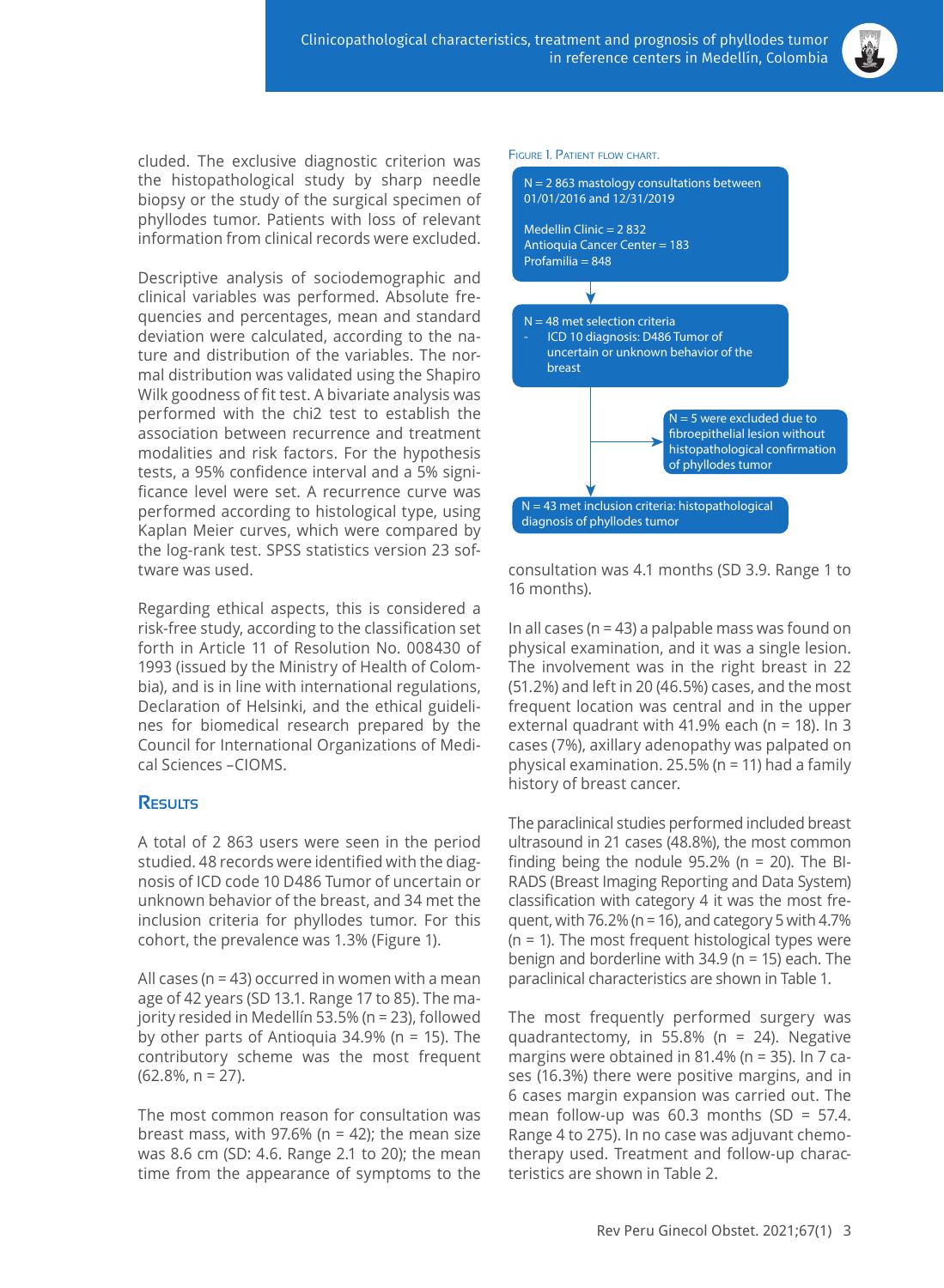cluded. The exclusive diagnostic criterion was the histopathological study by sharp needle biopsy or the study of the surgical specimen of phyllodes tumor. Patients with loss of relevant information from clinical records were excluded.

Descriptive analysis of sociodemographic and clinical variables was performed. Absolute frequencies and percentages, mean and standard deviation were calculated, according to the nature and distribution of the variables. The normal distribution was validated using the Shapiro Wilk goodness of fit test. A bivariate analysis was performed with the chi2 test to establish the association between recurrence and treatment modalities and risk factors. For the hypothesis tests, a 95% confidence interval and a 5% significance level were set. A recurrence curve was performed according to histological type, using Kaplan Meier curves, which were compared by the log-rank test. SPSS statistics version 23 software was used.

Regarding ethical aspects, this is considered a risk-free study, according to the classification set forth in Article 11 of Resolution No. 008430 of 1993 (issued by the Ministry of Health of Colombia), and is in line with international regulations, Declaration of Helsinki, and the ethical guidelines for biomedical research prepared by the Council for International Organizations of Medical Sciences –CIOMS.

## Results

A total of 2 863 users were seen in the period studied. 48 records were identified with the diagnosis of ICD code 10 D486 Tumor of uncertain or unknown behavior of the breast, and 34 met the inclusion criteria for phyllodes tumor. For this cohort, the prevalence was 1.3% (Figure 1).

All cases (n = 43) occurred in women with a mean age of 42 years (SD 13.1. Range 17 to 85). The majority resided in Medellín 53.5% (n = 23), followed by other parts of Antioquia 34.9% (n = 15). The contributory scheme was the most frequent (62.8%, n = 27).

The most common reason for consultation was breast mass, with 97.6% (n = 42); the mean size was 8.6 cm (SD: 4.6. Range 2.1 to 20); the mean time from the appearance of symptoms to the consultation was 4.1 months (SD 3.9. Range 1 to 16 months).

Figure 1. Patient flow chart.

N = 2 863 mastology consultations between 01/01/2016 and 12/31/2019

Medellin Clinic = 2 832
Antioquia Cancer Center = 183
Profamilia = 848

N = 48 met selection criteria
- ICD 10 diagnosis: D486 Tumor of uncertain or unknown behavior of the breast

N = 5 were excluded due to fibroepithelial lesion without histopathological confirmation of phyllodes tumor

N = 43 met inclusion criteria: histopathological diagnosis of phyllodes tumor

In all cases (n = 43) a palpable mass was found on physical examination, and it was a single lesion. The involvement was in the right breast in 22 (51.2%) and left in 20 (46.5%) cases, and the most frequent location was central and in the upper external quadrant with 41.9% each (n = 18). In 3 cases (7%), axillary adenopathy was palpated on physical examination. 25.5% (n = 11) had a family history of breast cancer.

The paraclinical studies performed included breast ultrasound in 21 cases (48.8%), the most common finding being the nodule 95.2% (n = 20). The BI-RADS (Breast Imaging Reporting and Data System) classification with category 4 it was the most frequent, with 76.2% (n = 16), and category 5 with 4.7% (n = 1). The most frequent histological types were benign and borderline with 34.9 (n = 15) each. The paraclinical characteristics are shown in Table 1.

The most frequently performed surgery was quadrantectomy, in 55.8% (n = 24). Negative margins were obtained in 81.4% (n = 35). In 7 cases (16.3%) there were positive margins, and in 6 cases margin expansion was carried out. The mean follow-up was 60.3 months (SD = 57.4. Range 4 to 275). In no case was adjuvant chemotherapy used. Treatment and follow-up characteristics are shown in Table 2.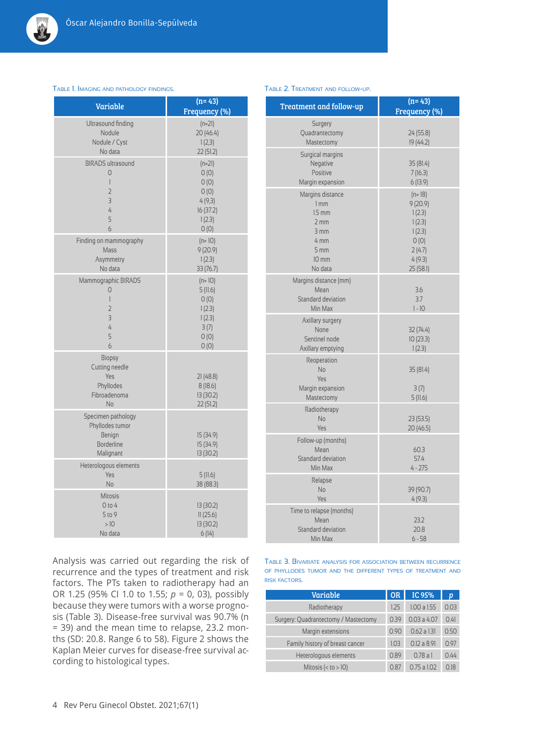Table 1. Imaging and pathology findings.

| Variable | (n= 43) Frequency (%) |
|---|---|
| Ultrasound finding | (n=21) |
| Nodule | 20 (46.4) |
| Nodule / Cyst | 1 (2,3) |
| No data | 22 (51.2) |
| BIRADS ultrasound | (n=21) |
| 0 | 0 (0) |
| 1 | 0 (0) |
| 2 | 0 (0) |
| 3 | 4 (9,3) |
| 4 | 16 (37.2) |
| 5 | 1 (2.3) |
| 6 | 0 (0) |
| Finding on mammography | (n= 10) |
| Mass | 9 (20.9) |
| Asymmetry | 1 (2.3) |
| No data | 33 (76.7) |
| Mammographic BIRADS | (n= 10) |
| 0 | 5 (11.6) |
| 1 | 0 (0) |
| 2 | 1 (2.3) |
| 3 | 1 (2.3) |
| 4 | 3 (7) |
| 5 | 0 (0) |
| 6 | 0 (0) |
| Biopsy | |
| Cutting needle | |
| Yes | 21 (48.8) |
| Phyllodes | 8 (18.6) |
| Fibroadenoma | 13 (30.2) |
| No | 22 (51.2) |
| Specimen pathology | |
| Phyllodes tumor | |
| Benign | 15 (34.9) |
| Borderline | 15 (34.9) |
| Malignant | 13 (30.2) |
| Heterologous elements | |
| Yes | 5 (11.6) |
| No | 38 (88.3) |
| Mitosis | |
| 0 to 4 | 13 (30.2) |
| 5 to 9 | 11 (25.6) |
| > 10 | 13 (30.2) |
| No data | 6 (14) |

Table 2. Treatment and follow-up.

| Treatment and follow-up | (n= 43) Frequency (%) |
|---|---|
| Surgery | |
| Quadrantectomy | 24 (55.8) |
| Mastectomy | 19 (44.2) |
| Surgical margins | |
| Negative | 35 (81.4) |
| Positive | 7 (16.3) |
| Margin expansion | 6 (13.9) |
| Margins distance | (n= 18) |
| 1 mm | 9 (20.9) |
| 1.5 mm | 1 (2.3) |
| 2 mm | 1 (2.3) |
| 3 mm | 1 (2.3) |
| 4 mm | 0 (0) |
| 5 mm | 2 (4.7) |
| 10 mm | 4 (9.3) |
| No data | 25 (58.1) |
| Margins distance (mm) | |
| Mean | 3.6 |
| Standard deviation | 3.7 |
| Min Max | 1 - 10 |
| Axillary surgery | |
| None | 32 (74.4) |
| Sentinel node | 10 (23.3) |
| Axillary emptying | 1 (2.3) |
| Reoperation | |
| No | 35 (81.4) |
| Yes | |
| Margin expansion | 3 (7) |
| Mastectomy | 5 (11.6) |
| Radiotherapy | |
| No | 23 (53.5) |
| Yes | 20 (46.5) |
| Follow-up (months) | |
| Mean | 60.3 |
| Standard deviation | 57.4 |
| Min Max | 4 - 275 |
| Relapse | |
| No | 39 (90.7) |
| Yes | 4 (9.3) |
| Time to relapse (months) | |
| Mean | 23.2 |
| Standard deviation | 20.8 |
| Min Max | 6 - 58 |

Analysis was carried out regarding the risk of recurrence and the types of treatment and risk factors. The PTs taken to radiotherapy had an OR 1.25 (95% CI 1.0 to 1.55; *p* = 0, 03), possibly because they were tumors with a worse prognosis (Table 3). Disease-free survival was 90.7% (n = 39) and the mean time to relapse, 23.2 months (SD: 20.8. Range 6 to 58). Figure 2 shows the Kaplan Meier curves for disease-free survival according to histological types.

Table 3. Bivariate analysis for association between recurrence of phyllodes tumor and the different types of treatment and risk factors.

| Variable | OR | IC 95% | *p* |
|---|---|---|---|
| Radiotherapy | 1.25 | 1.00 a 1.55 | 0.03 |
| Surgery: Quadrantectomy / Mastectomy | 0.39 | 0.03 a 4.07 | 0.41 |
| Margin extensions | 0.90 | 0.62 a 1.31 | 0.50 |
| Family history of breast cancer | 1.03 | 0.12 a 8.91 | 0.97 |
| Heterologous elements | 0.89 | 0.78 a 1 | 0.44 |
| Mitosis (< to > 10) | 0.87 | 0.75 a 1.02 | 0.18 |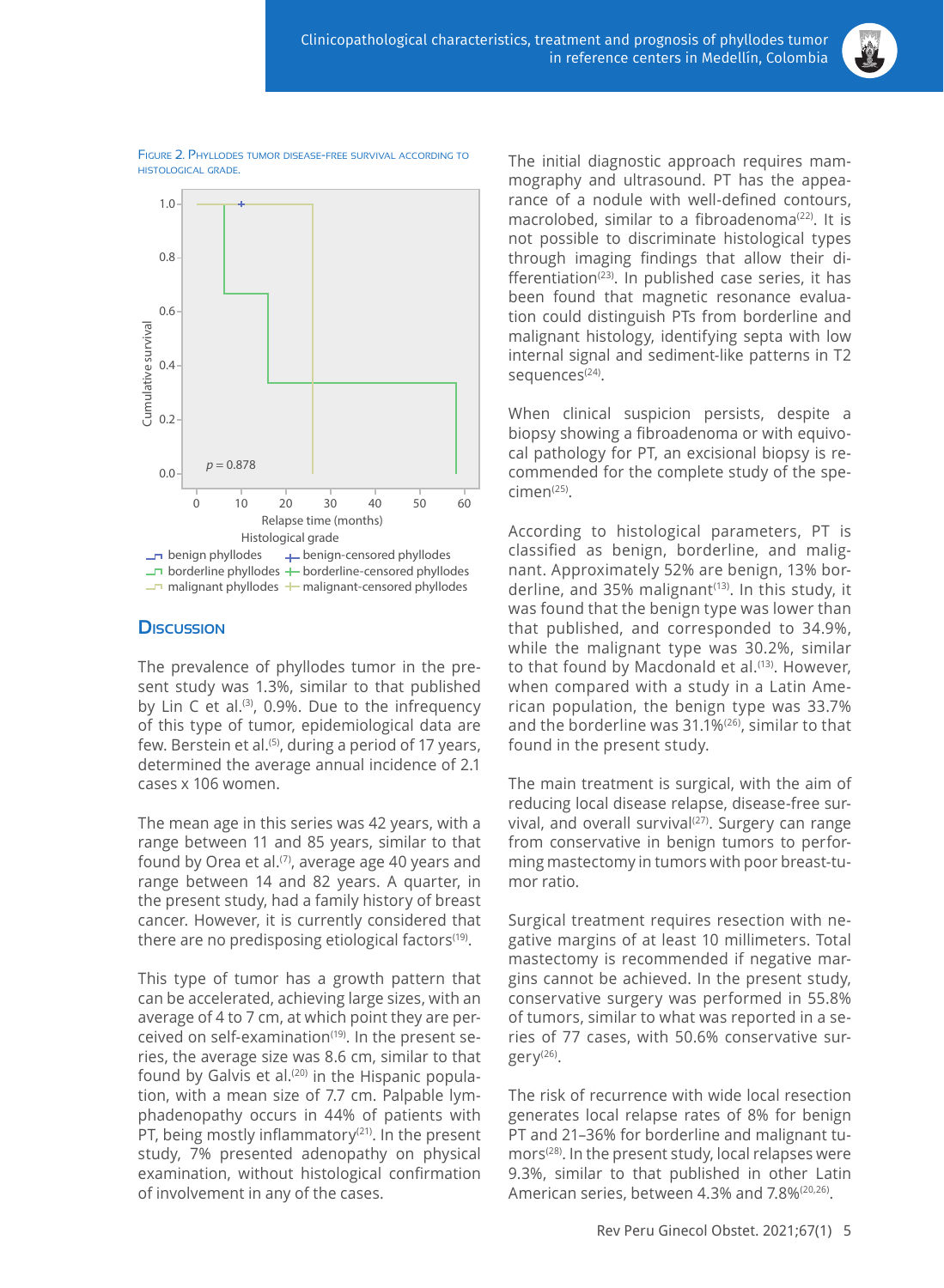Figure 2. Phyllodes tumor disease-free survival according to histological grade.

## Discussion

The prevalence of phyllodes tumor in the present study was 1.3%, similar to that published by Lin C et al.[3], 0.9%. Due to the infrequency of this type of tumor, epidemiological data are few. Berstein et al.[5], during a period of 17 years, determined the average annual incidence of 2.1 cases x 106 women.

The mean age in this series was 42 years, with a range between 11 and 85 years, similar to that found by Orea et al.[7], average age 40 years and range between 14 and 82 years. A quarter, in the present study, had a family history of breast cancer. However, it is currently considered that there are no predisposing etiological factors[19].

This type of tumor has a growth pattern that can be accelerated, achieving large sizes, with an average of 4 to 7 cm, at which point they are perceived on self-examination[19]. In the present series, the average size was 8.6 cm, similar to that found by Galvis et al.[20] in the Hispanic population, with a mean size of 7.7 cm. Palpable lymphadenopathy occurs in 44% of patients with PT, being mostly inflammatory[21]. In the present study, 7% presented adenopathy on physical examination, without histological confirmation of involvement in any of the cases.

The initial diagnostic approach requires mammography and ultrasound. PT has the appearance of a nodule with well-defined contours, macrolobed, similar to a fibroadenoma[22]. It is not possible to discriminate histological types through imaging findings that allow their differentiation[23]. In published case series, it has been found that magnetic resonance evaluation could distinguish PTs from borderline and malignant histology, identifying septa with low internal signal and sediment-like patterns in T2 sequences[24].

When clinical suspicion persists, despite a biopsy showing a fibroadenoma or with equivocal pathology for PT, an excisional biopsy is recommended for the complete study of the specimen[25].

According to histological parameters, PT is classified as benign, borderline, and malignant. Approximately 52% are benign, 13% borderline, and 35% malignant[13]. In this study, it was found that the benign type was lower than that published, and corresponded to 34.9%, while the malignant type was 30.2%, similar to that found by Macdonald et al.[13]. However, when compared with a study in a Latin American population, the benign type was 33.7% and the borderline was 31.1%[26], similar to that found in the present study.

The main treatment is surgical, with the aim of reducing local disease relapse, disease-free survival, and overall survival[27]. Surgery can range from conservative in benign tumors to performing mastectomy in tumors with poor breast-tumor ratio.

Surgical treatment requires resection with negative margins of at least 10 millimeters. Total mastectomy is recommended if negative margins cannot be achieved. In the present study, conservative surgery was performed in 55.8% of tumors, similar to what was reported in a series of 77 cases, with 50.6% conservative surgery[26].

The risk of recurrence with wide local resection generates local relapse rates of 8% for benign PT and 21–36% for borderline and malignant tumors[28]. In the present study, local relapses were 9.3%, similar to that published in other Latin American series, between 4.3% and 7.8%[20,26].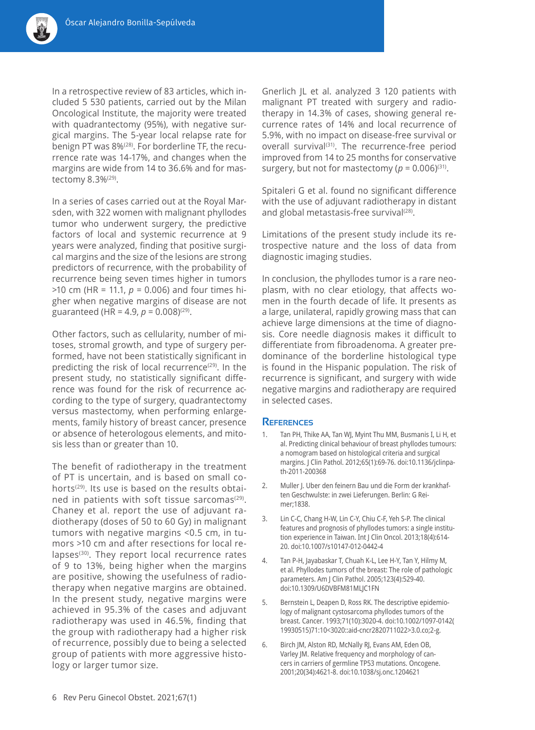In a retrospective review of 83 articles, which included 5 530 patients, carried out by the Milan Oncological Institute, the majority were treated with quadrantectomy (95%), with negative surgical margins. The 5-year local relapse rate for benign PT was 8%[28]. For borderline TF, the recurrence rate was 14-17%, and changes when the margins are wide from 14 to 36.6% and for mastectomy 8.3%[29].

In a series of cases carried out at the Royal Marsden, with 322 women with malignant phyllodes tumor who underwent surgery, the predictive factors of local and systemic recurrence at 9 years were analyzed, finding that positive surgical margins and the size of the lesions are strong predictors of recurrence, with the probability of recurrence being seven times higher in tumors >10 cm (HR = 11.1, $p$ = 0.006) and four times higher when negative margins of disease are not guaranteed (HR = 4.9, $p$ = 0.008)[29].

Other factors, such as cellularity, number of mitoses, stromal growth, and type of surgery performed, have not been statistically significant in predicting the risk of local recurrence[29]. In the present study, no statistically significant difference was found for the risk of recurrence according to the type of surgery, quadrantectomy versus mastectomy, when performing enlargements, family history of breast cancer, presence or absence of heterologous elements, and mitosis less than or greater than 10.

The benefit of radiotherapy in the treatment of PT is uncertain, and is based on small cohorts[29]. Its use is based on the results obtained in patients with soft tissue sarcomas[29]. Chaney et al. report the use of adjuvant radiotherapy (doses of 50 to 60 Gy) in malignant tumors with negative margins <0.5 cm, in tumors >10 cm and after resections for local relapses[30]. They report local recurrence rates of 9 to 13%, being higher when the margins are positive, showing the usefulness of radiotherapy when negative margins are obtained. In the present study, negative margins were achieved in 95.3% of the cases and adjuvant radiotherapy was used in 46.5%, finding that the group with radiotherapy had a higher risk of recurrence, possibly due to being a selected group of patients with more aggressive histology or larger tumor size.

Gnerlich JL et al. analyzed 3 120 patients with malignant PT treated with surgery and radiotherapy in 14.3% of cases, showing general recurrence rates of 14% and local recurrence of 5.9%, with no impact on disease-free survival or overall survival[31]. The recurrence-free period improved from 14 to 25 months for conservative surgery, but not for mastectomy ($p$ = 0.006)[31].

Spitaleri G et al. found no significant difference with the use of adjuvant radiotherapy in distant and global metastasis-free survival[28].

Limitations of the present study include its retrospective nature and the loss of data from diagnostic imaging studies.

In conclusion, the phyllodes tumor is a rare neoplasm, with no clear etiology, that affects women in the fourth decade of life. It presents as a large, unilateral, rapidly growing mass that can achieve large dimensions at the time of diagnosis. Core needle diagnosis makes it difficult to differentiate from fibroadenoma. A greater predominance of the borderline histological type is found in the Hispanic population. The risk of recurrence is significant, and surgery with wide negative margins and radiotherapy are required in selected cases.

## References

1. Tan PH, Thike AA, Tan WJ, Myint Thu MM, Busmanis I, Li H, et al. Predicting clinical behaviour of breast phyllodes tumours: a nomogram based on histological criteria and surgical margins. J Clin Pathol. 2012;65(1):69-76. doi:10.1136/jclinpath-2011-200368
2. Muller J. Uber den feinern Bau und die Form der krankhaften Geschwulste: in zwei Lieferungen. Berlin: G Reimer;1838.
3. Lin C-C, Chang H-W, Lin C-Y, Chiu C-F, Yeh S-P. The clinical features and prognosis of phyllodes tumors: a single institution experience in Taiwan. Int J Clin Oncol. 2013;18(4):614-20. doi:10.1007/s10147-012-0442-4
4. Tan P-H, Jayabaskar T, Chuah K-L, Lee H-Y, Tan Y, Hilmy M, et al. Phyllodes tumors of the breast: The role of pathologic parameters. Am J Clin Pathol. 2005;123(4):529-40. doi:10.1309/U6DVBFM81MLJC1FN
5. Bernstein L, Deapen D, Ross RK. The descriptive epidemiology of malignant cystosarcoma phyllodes tumors of the breast. Cancer. 1993;71(10):3020-4. doi:10.1002/1097-0142(19930515)71:10<3020::aid-cncr2820711022>3.0.co;2-g.
6. Birch JM, Alston RD, McNally RJ, Evans AM, Eden OB, Varley JM. Relative frequency and morphology of cancers in carriers of germline TP53 mutations. Oncogene. 2001;20(34):4621-8. doi:10.1038/sj.onc.1204621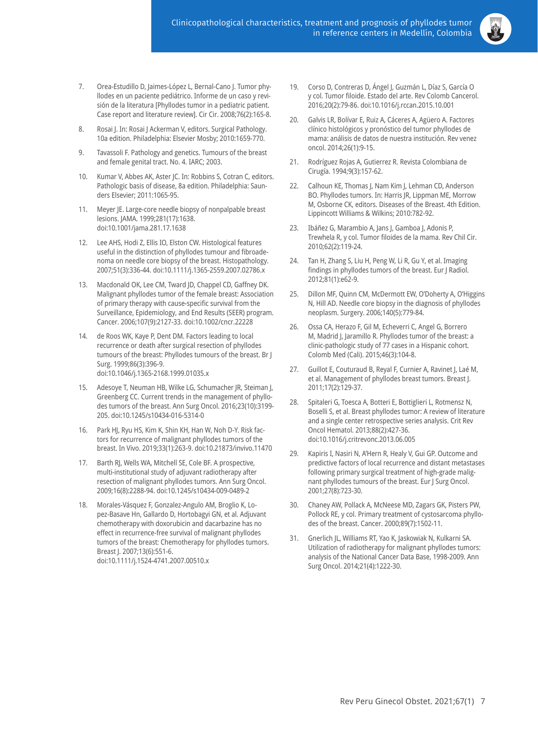7. Orea-Estudillo D, Jaimes-López L, Bernal-Cano J. Tumor phyllodes en un paciente pediátrico. Informe de un caso y revisión de la literatura [Phyllodes tumor in a pediatric patient. Case report and literature review]. Cir Cir. 2008;76(2):165-8.
8. Rosai J. In: Rosai J Ackerman V, editors. Surgical Pathology. 10a edition. Philadelphia: Elsevier Mosby; 2010:1659-770.
9. Tavassoli F. Pathology and genetics. Tumours of the breast and female genital tract. No. 4. IARC; 2003.
10. Kumar V, Abbes AK, Aster JC. In: Robbins S, Cotran C, editors. Pathologic basis of disease, 8a edition. Philadelphia: Saunders Elsevier; 2011:1065-95.
11. Meyer JE. Large-core needle biopsy of nonpalpable breast lesions. JAMA. 1999;281(17):1638. doi:10.1001/jama.281.17.1638
12. Lee AHS, Hodi Z, Ellis IO, Elston CW. Histological features useful in the distinction of phyllodes tumour and fibroadenoma on needle core biopsy of the breast. Histopathology. 2007;51(3):336-44. doi:10.1111/j.1365-2559.2007.02786.x
13. Macdonald OK, Lee CM, Tward JD, Chappel CD, Gaffney DK. Malignant phyllodes tumor of the female breast: Association of primary therapy with cause-specific survival from the Surveillance, Epidemiology, and End Results (SEER) program. Cancer. 2006;107(9):2127-33. doi:10.1002/cncr.22228
14. de Roos WK, Kaye P, Dent DM. Factors leading to local recurrence or death after surgical resection of phyllodes tumours of the breast: Phyllodes tumours of the breast. Br J Surg. 1999;86(3):396-9. doi:10.1046/j.1365-2168.1999.01035.x
15. Adesoye T, Neuman HB, Wilke LG, Schumacher JR, Steiman J, Greenberg CC. Current trends in the management of phyllodes tumors of the breast. Ann Surg Oncol. 2016;23(10):3199-205. doi:10.1245/s10434-016-5314-0
16. Park HJ, Ryu HS, Kim K, Shin KH, Han W, Noh D-Y. Risk factors for recurrence of malignant phyllodes tumors of the breast. In Vivo. 2019;33(1):263-9. doi:10.21873/invivo.11470
17. Barth RJ, Wells WA, Mitchell SE, Cole BF. A prospective, multi-institutional study of adjuvant radiotherapy after resection of malignant phyllodes tumors. Ann Surg Oncol. 2009;16(8):2288-94. doi:10.1245/s10434-009-0489-2
18. Morales-Vásquez F, Gonzalez-Angulo AM, Broglio K, Lopez-Basave Hn, Gallardo D, Hortobagyi GN, et al. Adjuvant chemotherapy with doxorubicin and dacarbazine has no effect in recurrence-free survival of malignant phyllodes tumors of the breast: Chemotherapy for phyllodes tumors. Breast J. 2007;13(6):551-6. doi:10.1111/j.1524-4741.2007.00510.x
19. Corso D, Contreras D, Ángel J, Guzmán L, Díaz S, García O y col. Tumor filoide. Estado del arte. Rev Colomb Cancerol. 2016;20(2):79-86. doi:10.1016/j.rccan.2015.10.001
20. Galvis LR, Bolívar E, Ruiz A, Cáceres A, Agüero A. Factores clínico histológicos y pronóstico del tumor phyllodes de mama: análisis de datos de nuestra institución. Rev venez oncol. 2014;26(1):9-15.
21. Rodríguez Rojas A, Gutierrez R. Revista Colombiana de Cirugía. 1994;9(3):157-62.
22. Calhoun KE, Thomas J, Nam Kim J, Lehman CD, Anderson BO. Phyllodes tumors. In: Harris JR, Lippman ME, Morrow M, Osborne CK, editors. Diseases of the Breast. 4th Edition. Lippincott Williams & Wilkins; 2010:782-92.
23. Ibáñez G, Marambio A, Jans J, Gamboa J, Adonis P, Trewhela R, y col. Tumor filoides de la mama. Rev Chil Cir. 2010;62(2):119-24.
24. Tan H, Zhang S, Liu H, Peng W, Li R, Gu Y, et al. Imaging findings in phyllodes tumors of the breast. Eur J Radiol. 2012;81(1):e62-9.
25. Dillon MF, Quinn CM, McDermott EW, O'Doherty A, O'Higgins N, Hill AD. Needle core biopsy in the diagnosis of phyllodes neoplasm. Surgery. 2006;140(5):779-84.
26. Ossa CA, Herazo F, Gil M, Echeverri C, Angel G, Borrero M, Madrid J, Jaramillo R. Phyllodes tumor of the breast: a clinic-pathologic study of 77 cases in a Hispanic cohort. Colomb Med (Cali). 2015;46(3):104-8.
27. Guillot E, Couturaud B, Reyal F, Curnier A, Ravinet J, Laé M, et al. Management of phyllodes breast tumors. Breast J. 2011;17(2):129-37.
28. Spitaleri G, Toesca A, Botteri E, Bottiglieri L, Rotmensz N, Boselli S, et al. Breast phyllodes tumor: A review of literature and a single center retrospective series analysis. Crit Rev Oncol Hematol. 2013;88(2):427-36. doi:10.1016/j.critrevonc.2013.06.005
29. Kapiris I, Nasiri N, A'Hern R, Healy V, Gui GP. Outcome and predictive factors of local recurrence and distant metastases following primary surgical treatment of high-grade malignant phyllodes tumours of the breast. Eur J Surg Oncol. 2001;27(8):723-30.
30. Chaney AW, Pollack A, McNeese MD, Zagars GK, Pisters PW, Pollock RE, y col. Primary treatment of cystosarcoma phyllodes of the breast. Cancer. 2000;89(7):1502-11.
31. Gnerlich JL, Williams RT, Yao K, Jaskowiak N, Kulkarni SA. Utilization of radiotherapy for malignant phyllodes tumors: analysis of the National Cancer Data Base, 1998-2009. Ann Surg Oncol. 2014;21(4):1222-30.